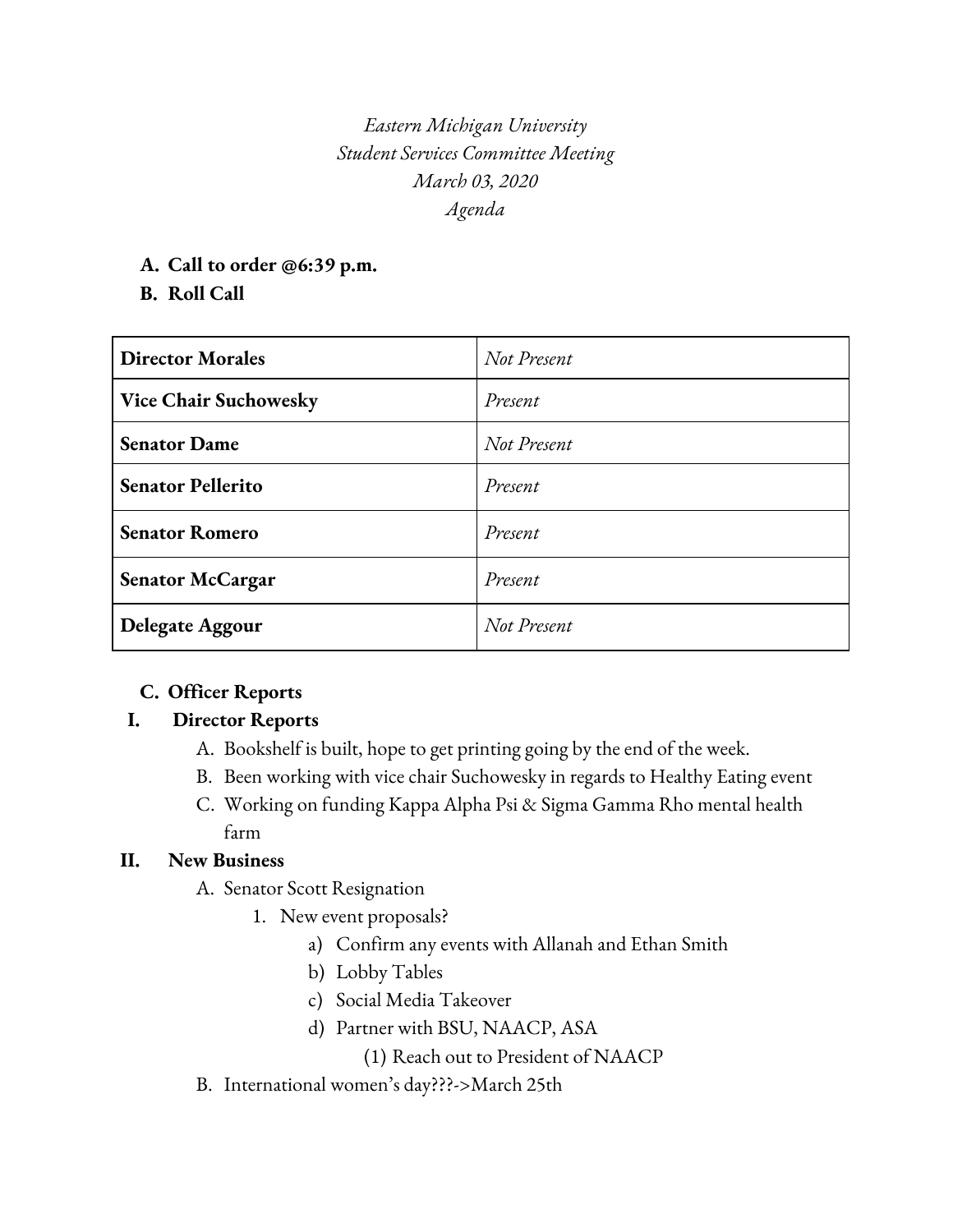*Eastern Michigan University*
*Student Services Committee Meeting*
*March 03, 2020*
*Agenda*

**A. Call to order @6:39 p.m.**

**B. Roll Call**

| | |
|---|---|
| **Director Morales** | *Not Present* |
| **Vice Chair Suchowesky** | *Present* |
| **Senator Dame** | *Not Present* |
| **Senator Pellerito** | *Present* |
| **Senator Romero** | *Present* |
| **Senator McCargar** | *Present* |
| **Delegate Aggour** | *Not Present* |

**C. Officer Reports**

**I. Director Reports**

A. Bookshelf is built, hope to get printing going by the end of the week.
B. Been working with vice chair Suchowesky in regards to Healthy Eating event
C. Working on funding Kappa Alpha Psi & Sigma Gamma Rho mental health farm

**II. New Business**

A. Senator Scott Resignation
  1. New event proposals?
    a) Confirm any events with Allanah and Ethan Smith
    b) Lobby Tables
    c) Social Media Takeover
    d) Partner with BSU, NAACP, ASA
      (1) Reach out to President of NAACP

B. International women's day???->March 25th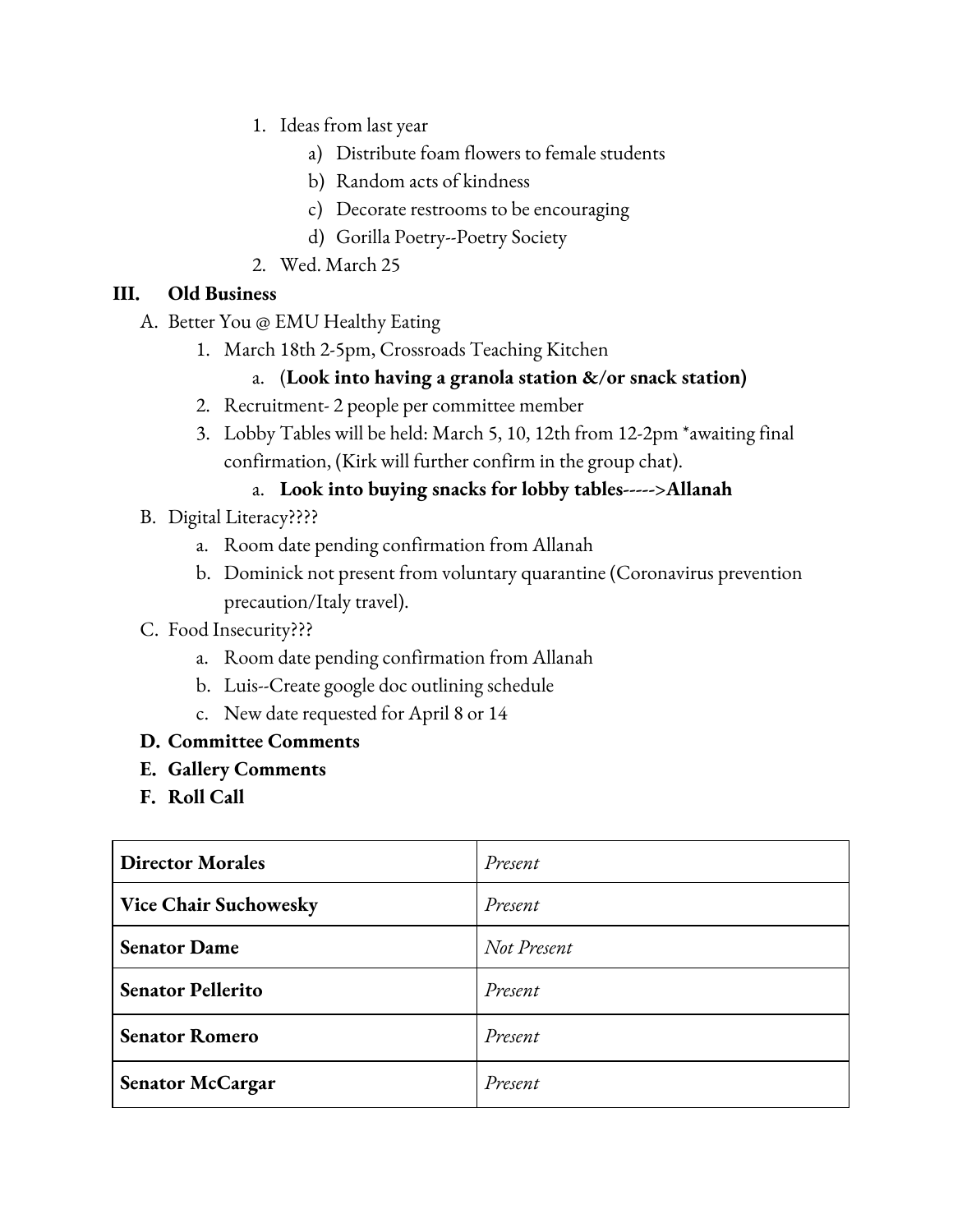1. Ideas from last year
    a) Distribute foam flowers to female students
    b) Random acts of kindness
    c) Decorate restrooms to be encouraging
    d) Gorilla Poetry--Poetry Society
2. Wed. March 25

## III. Old Business

A. Better You @ EMU Healthy Eating
    1. March 18th 2-5pm, Crossroads Teaching Kitchen
        a. **(Look into having a granola station &/or snack station)**
    2. Recruitment- 2 people per committee member
    3. Lobby Tables will be held: March 5, 10, 12th from 12-2pm *awaiting final confirmation, (Kirk will further confirm in the group chat).
        a. **Look into buying snacks for lobby tables----->Allanah**

B. Digital Literacy????
    a. Room date pending confirmation from Allanah
    b. Dominick not present from voluntary quarantine (Coronavirus prevention precaution/Italy travel).

C. Food Insecurity???
    a. Room date pending confirmation from Allanah
    b. Luis--Create google doc outlining schedule
    c. New date requested for April 8 or 14

**D. Committee Comments**

**E. Gallery Comments**

**F. Roll Call**

| | |
|---|---|
| **Director Morales** | *Present* |
| **Vice Chair Suchowesky** | *Present* |
| **Senator Dame** | *Not Present* |
| **Senator Pellerito** | *Present* |
| **Senator Romero** | *Present* |
| **Senator McCargar** | *Present* |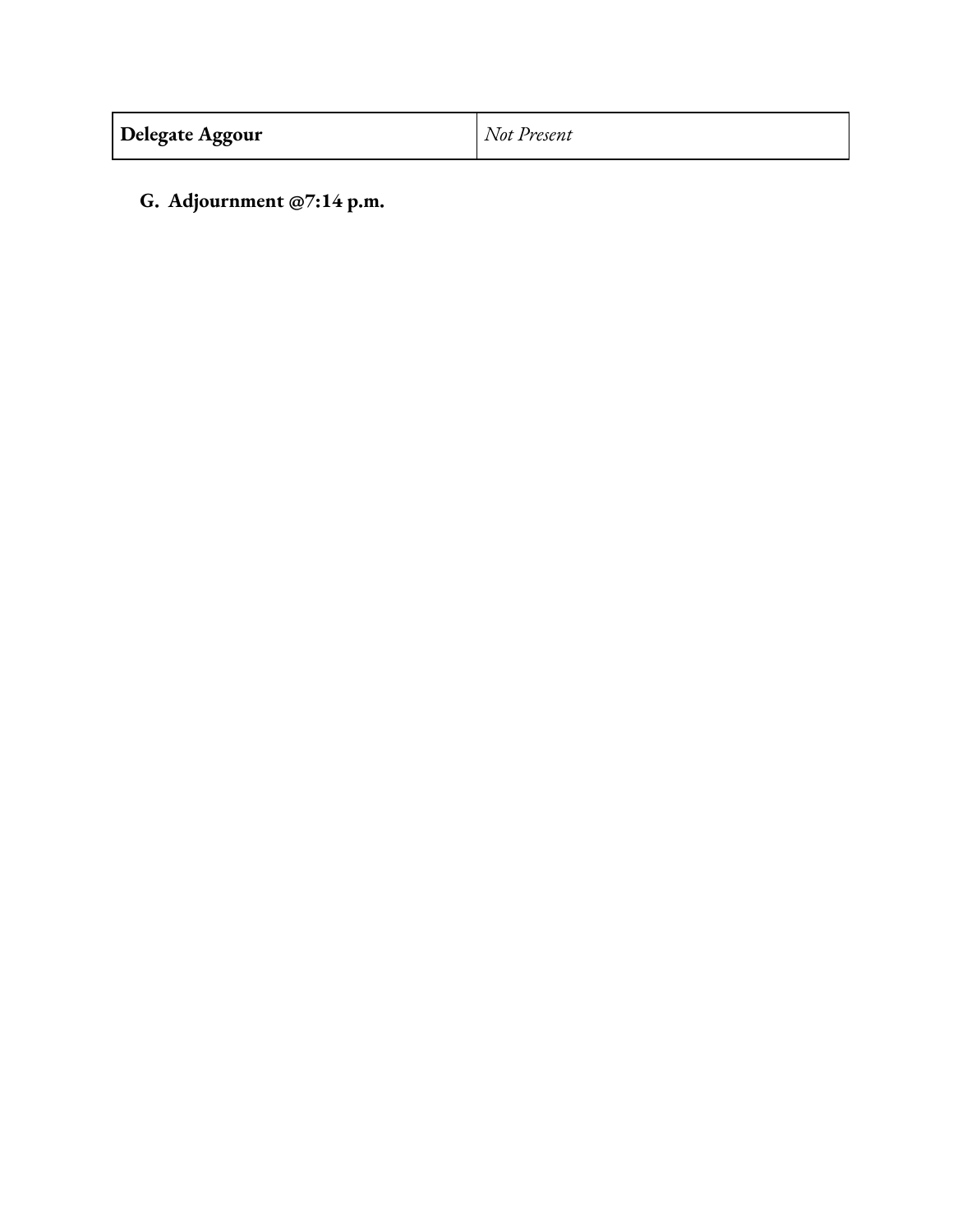| | |
|---|---|
| **Delegate Aggour** | *Not Present* |

**G. Adjournment @7:14 p.m.**